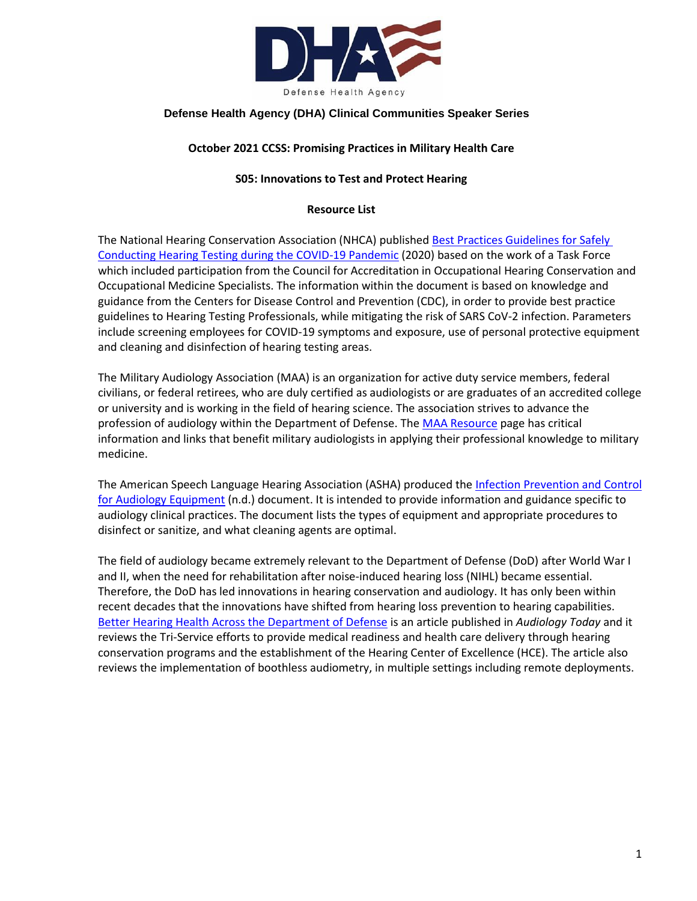**Defense Health Agency (DHA) Clinical Communities Speaker Series**

**October 2021 CCSS: Promising Practices in Military Health Care**

**S05: Innovations to Test and Protect Hearing**

**Resource List**

The National Hearing Conservation Association (NHCA) published Best Practices Guidelines for Safely Conducting Hearing Testing during the COVID-19 Pandemic (2020) based on the work of a Task Force which included participation from the Council for Accreditation in Occupational Hearing Conservation and Occupational Medicine Specialists. The information within the document is based on knowledge and guidance from the Centers for Disease Control and Prevention (CDC), in order to provide best practice guidelines to Hearing Testing Professionals, while mitigating the risk of SARS CoV-2 infection. Parameters include screening employees for COVID-19 symptoms and exposure, use of personal protective equipment and cleaning and disinfection of hearing testing areas.

The Military Audiology Association (MAA) is an organization for active duty service members, federal civilians, or federal retirees, who are duly certified as audiologists or are graduates of an accredited college or university and is working in the field of hearing science. The association strives to advance the profession of audiology within the Department of Defense. The MAA Resource page has critical information and links that benefit military audiologists in applying their professional knowledge to military medicine.

The American Speech Language Hearing Association (ASHA) produced the Infection Prevention and Control for Audiology Equipment (n.d.) document. It is intended to provide information and guidance specific to audiology clinical practices. The document lists the types of equipment and appropriate procedures to disinfect or sanitize, and what cleaning agents are optimal.

The field of audiology became extremely relevant to the Department of Defense (DoD) after World War I and II, when the need for rehabilitation after noise-induced hearing loss (NIHL) became essential. Therefore, the DoD has led innovations in hearing conservation and audiology. It has only been within recent decades that the innovations have shifted from hearing loss prevention to hearing capabilities. Better Hearing Health Across the Department of Defense is an article published in *Audiology Today* and it reviews the Tri-Service efforts to provide medical readiness and health care delivery through hearing conservation programs and the establishment of the Hearing Center of Excellence (HCE). The article also reviews the implementation of boothless audiometry, in multiple settings including remote deployments.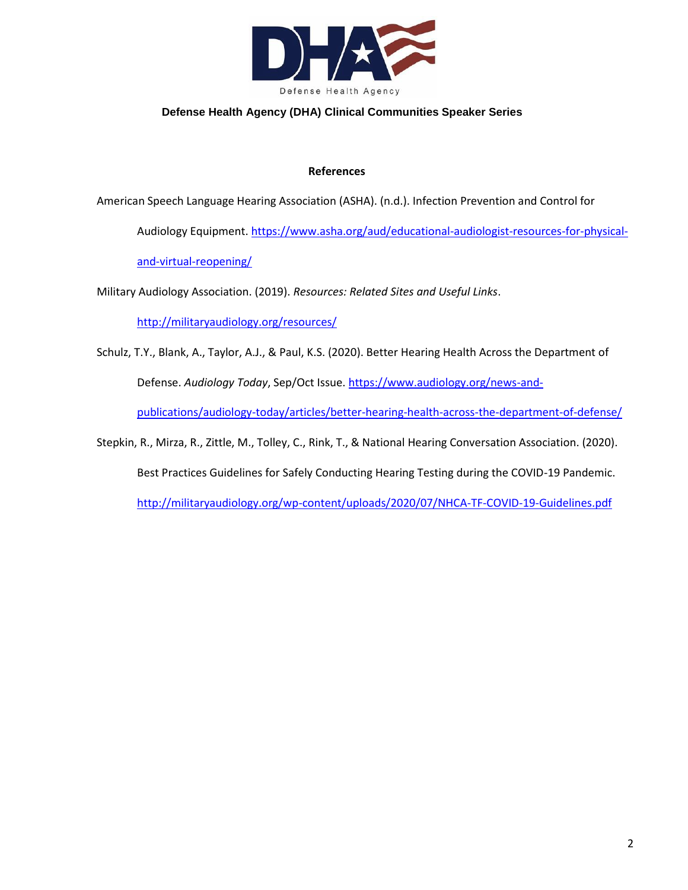Defense Health Agency

**Defense Health Agency (DHA) Clinical Communities Speaker Series**

**References**

American Speech Language Hearing Association (ASHA). (n.d.). Infection Prevention and Control for Audiology Equipment. https://www.asha.org/aud/educational-audiologist-resources-for-physical-and-virtual-reopening/

Military Audiology Association. (2019). *Resources: Related Sites and Useful Links*. http://militaryaudiology.org/resources/

Schulz, T.Y., Blank, A., Taylor, A.J., & Paul, K.S. (2020). Better Hearing Health Across the Department of Defense. *Audiology Today*, Sep/Oct Issue. https://www.audiology.org/news-and-publications/audiology-today/articles/better-hearing-health-across-the-department-of-defense/

Stepkin, R., Mirza, R., Zittle, M., Tolley, C., Rink, T., & National Hearing Conversation Association. (2020). Best Practices Guidelines for Safely Conducting Hearing Testing during the COVID-19 Pandemic. http://militaryaudiology.org/wp-content/uploads/2020/07/NHCA-TF-COVID-19-Guidelines.pdf